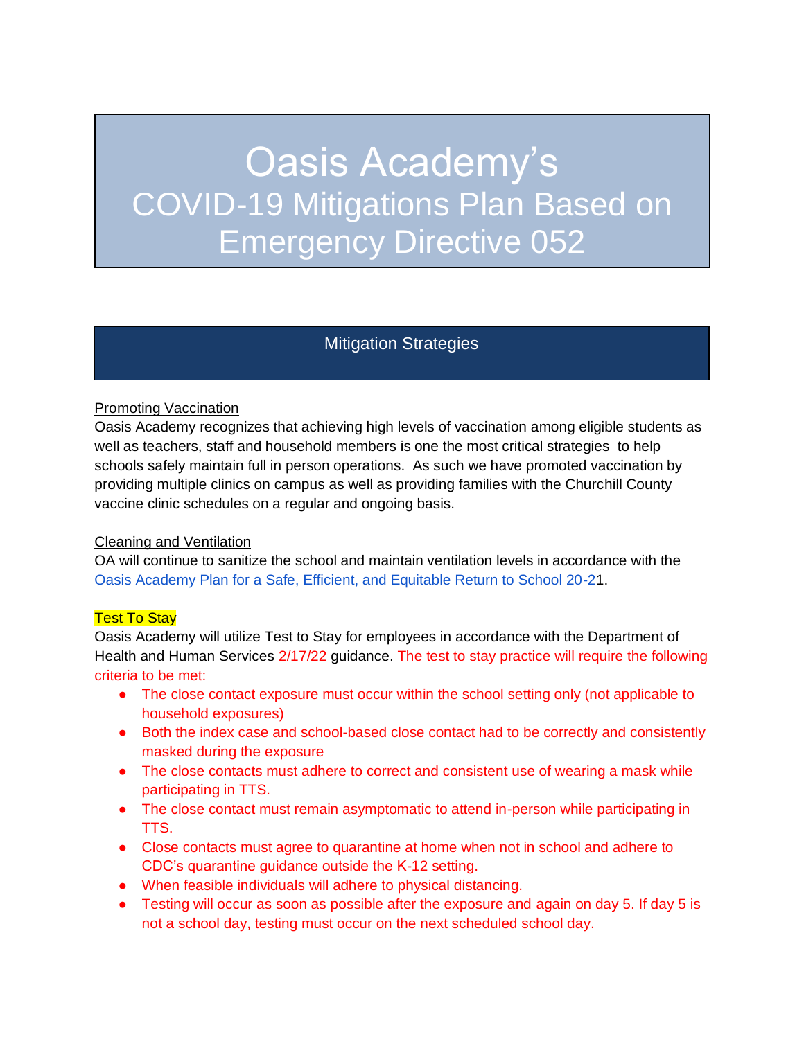# Oasis Academy's
# COVID-19 Mitigations Plan Based on Emergency Directive 052

## Mitigation Strategies

Promoting Vaccination

Oasis Academy recognizes that achieving high levels of vaccination among eligible students as well as teachers, staff and household members is one the most critical strategies to help schools safely maintain full in person operations. As such we have promoted vaccination by providing multiple clinics on campus as well as providing families with the Churchill County vaccine clinic schedules on a regular and ongoing basis.

Cleaning and Ventilation

OA will continue to sanitize the school and maintain ventilation levels in accordance with the Oasis Academy Plan for a Safe, Efficient, and Equitable Return to School 20-21.

Test To Stay

Oasis Academy will utilize Test to Stay for employees in accordance with the Department of Health and Human Services 2/17/22 guidance. The test to stay practice will require the following criteria to be met:

- The close contact exposure must occur within the school setting only (not applicable to household exposures)
- Both the index case and school-based close contact had to be correctly and consistently masked during the exposure
- The close contacts must adhere to correct and consistent use of wearing a mask while participating in TTS.
- The close contact must remain asymptomatic to attend in-person while participating in TTS.
- Close contacts must agree to quarantine at home when not in school and adhere to CDC's quarantine guidance outside the K-12 setting.
- When feasible individuals will adhere to physical distancing.
- Testing will occur as soon as possible after the exposure and again on day 5. If day 5 is not a school day, testing must occur on the next scheduled school day.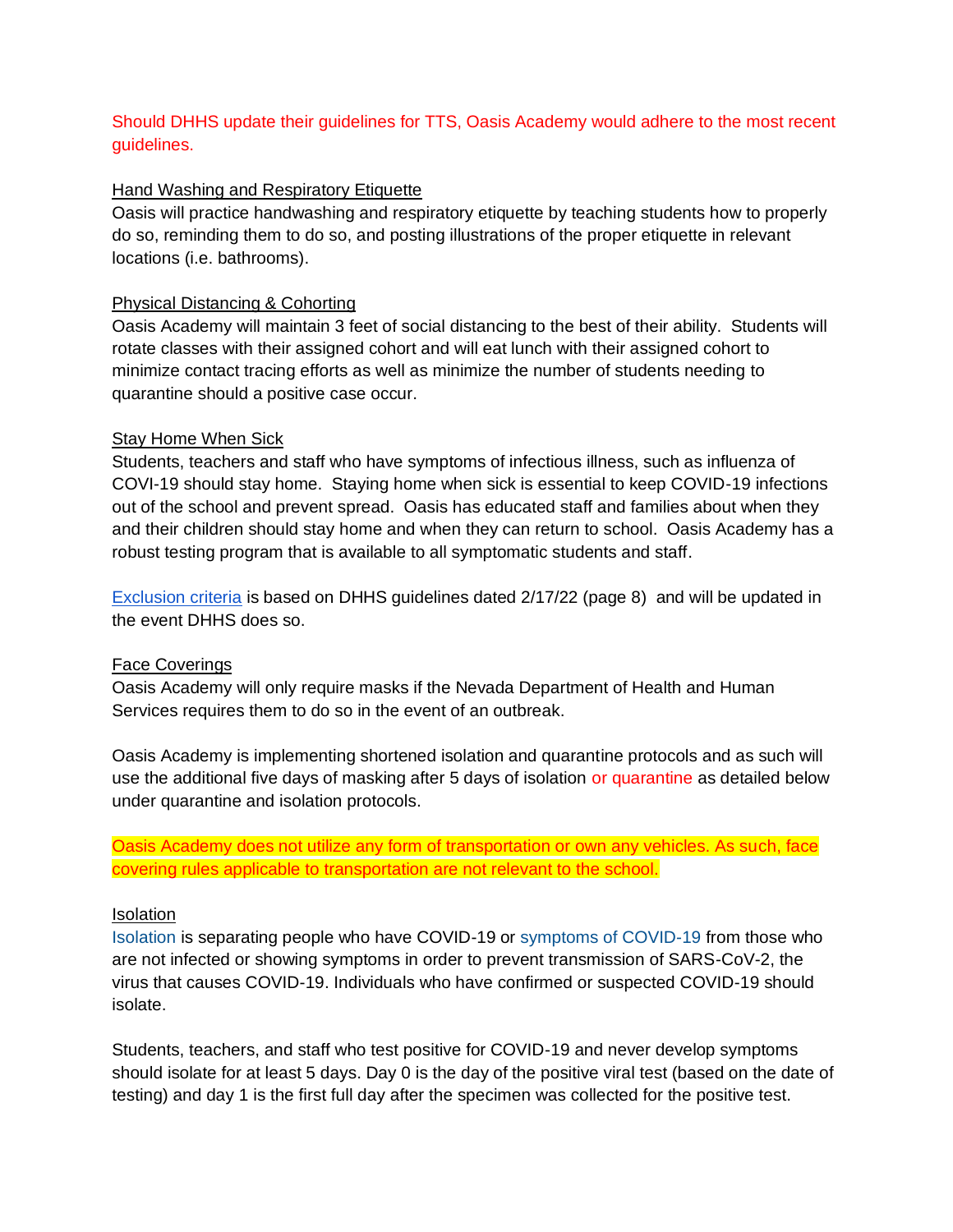Should DHHS update their guidelines for TTS, Oasis Academy would adhere to the most recent guidelines.

Hand Washing and Respiratory Etiquette

Oasis will practice handwashing and respiratory etiquette by teaching students how to properly do so, reminding them to do so, and posting illustrations of the proper etiquette in relevant locations (i.e. bathrooms).

Physical Distancing & Cohorting

Oasis Academy will maintain 3 feet of social distancing to the best of their ability. Students will rotate classes with their assigned cohort and will eat lunch with their assigned cohort to minimize contact tracing efforts as well as minimize the number of students needing to quarantine should a positive case occur.

Stay Home When Sick

Students, teachers and staff who have symptoms of infectious illness, such as influenza of COVI-19 should stay home. Staying home when sick is essential to keep COVID-19 infections out of the school and prevent spread. Oasis has educated staff and families about when they and their children should stay home and when they can return to school. Oasis Academy has a robust testing program that is available to all symptomatic students and staff.

Exclusion criteria is based on DHHS guidelines dated 2/17/22 (page 8) and will be updated in the event DHHS does so.

Face Coverings

Oasis Academy will only require masks if the Nevada Department of Health and Human Services requires them to do so in the event of an outbreak.

Oasis Academy is implementing shortened isolation and quarantine protocols and as such will use the additional five days of masking after 5 days of isolation or quarantine as detailed below under quarantine and isolation protocols.

Oasis Academy does not utilize any form of transportation or own any vehicles. As such, face covering rules applicable to transportation are not relevant to the school.

Isolation

Isolation is separating people who have COVID-19 or symptoms of COVID-19 from those who are not infected or showing symptoms in order to prevent transmission of SARS-CoV-2, the virus that causes COVID-19. Individuals who have confirmed or suspected COVID-19 should isolate.

Students, teachers, and staff who test positive for COVID-19 and never develop symptoms should isolate for at least 5 days. Day 0 is the day of the positive viral test (based on the date of testing) and day 1 is the first full day after the specimen was collected for the positive test.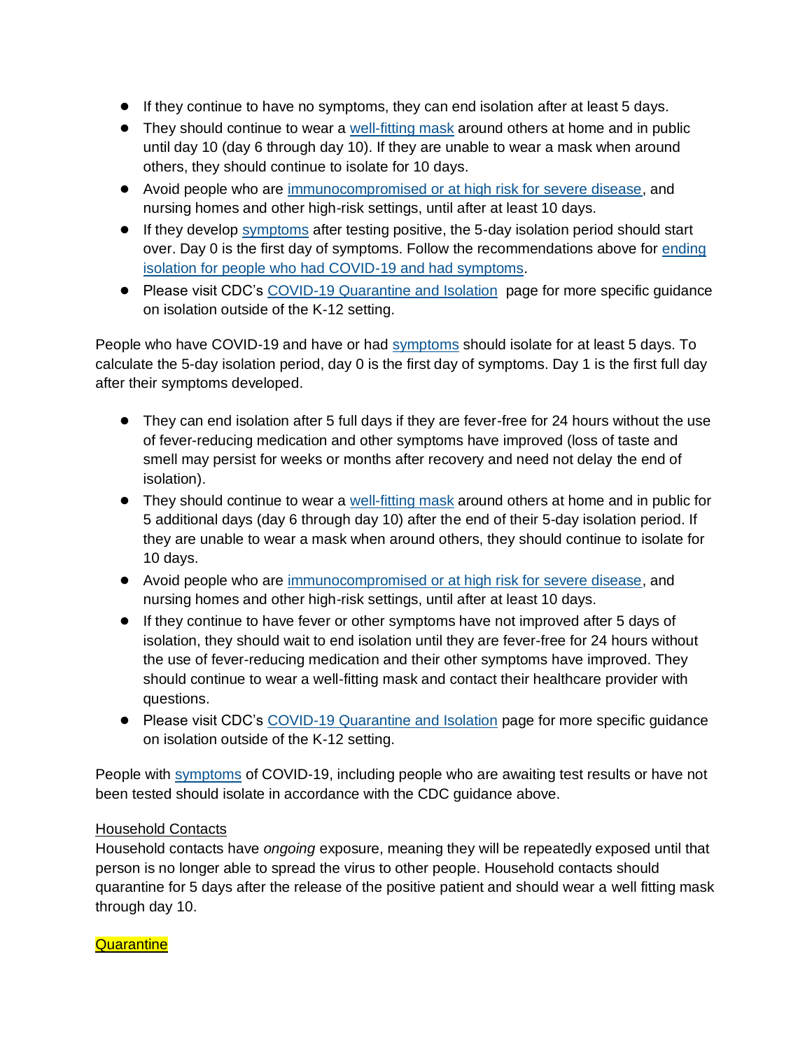- If they continue to have no symptoms, they can end isolation after at least 5 days.
- They should continue to wear a well-fitting mask around others at home and in public until day 10 (day 6 through day 10). If they are unable to wear a mask when around others, they should continue to isolate for 10 days.
- Avoid people who are immunocompromised or at high risk for severe disease, and nursing homes and other high-risk settings, until after at least 10 days.
- If they develop symptoms after testing positive, the 5-day isolation period should start over. Day 0 is the first day of symptoms. Follow the recommendations above for ending isolation for people who had COVID-19 and had symptoms.
- Please visit CDC's COVID-19 Quarantine and Isolation page for more specific guidance on isolation outside of the K-12 setting.

People who have COVID-19 and have or had symptoms should isolate for at least 5 days. To calculate the 5-day isolation period, day 0 is the first day of symptoms. Day 1 is the first full day after their symptoms developed.

- They can end isolation after 5 full days if they are fever-free for 24 hours without the use of fever-reducing medication and other symptoms have improved (loss of taste and smell may persist for weeks or months after recovery and need not delay the end of isolation).
- They should continue to wear a well-fitting mask around others at home and in public for 5 additional days (day 6 through day 10) after the end of their 5-day isolation period. If they are unable to wear a mask when around others, they should continue to isolate for 10 days.
- Avoid people who are immunocompromised or at high risk for severe disease, and nursing homes and other high-risk settings, until after at least 10 days.
- If they continue to have fever or other symptoms have not improved after 5 days of isolation, they should wait to end isolation until they are fever-free for 24 hours without the use of fever-reducing medication and their other symptoms have improved. They should continue to wear a well-fitting mask and contact their healthcare provider with questions.
- Please visit CDC's COVID-19 Quarantine and Isolation page for more specific guidance on isolation outside of the K-12 setting.

People with symptoms of COVID-19, including people who are awaiting test results or have not been tested should isolate in accordance with the CDC guidance above.

Household Contacts

Household contacts have *ongoing* exposure, meaning they will be repeatedly exposed until that person is no longer able to spread the virus to other people. Household contacts should quarantine for 5 days after the release of the positive patient and should wear a well fitting mask through day 10.

Quarantine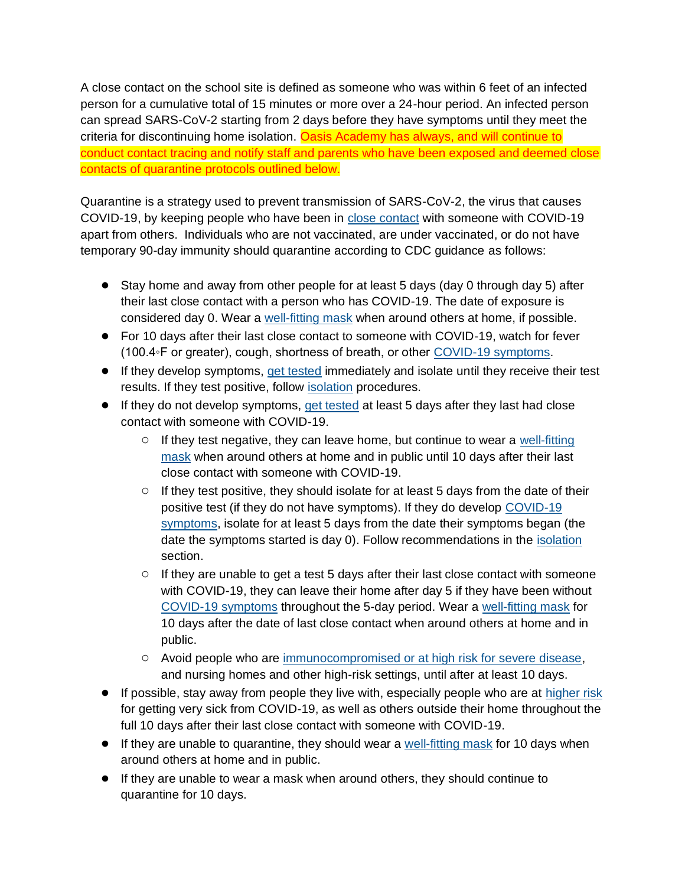A close contact on the school site is defined as someone who was within 6 feet of an infected person for a cumulative total of 15 minutes or more over a 24-hour period. An infected person can spread SARS-CoV-2 starting from 2 days before they have symptoms until they meet the criteria for discontinuing home isolation. Oasis Academy has always, and will continue to conduct contact tracing and notify staff and parents who have been exposed and deemed close contacts of quarantine protocols outlined below.

Quarantine is a strategy used to prevent transmission of SARS-CoV-2, the virus that causes COVID-19, by keeping people who have been in close contact with someone with COVID-19 apart from others. Individuals who are not vaccinated, are under vaccinated, or do not have temporary 90-day immunity should quarantine according to CDC guidance as follows:

- Stay home and away from other people for at least 5 days (day 0 through day 5) after their last close contact with a person who has COVID-19. The date of exposure is considered day 0. Wear a well-fitting mask when around others at home, if possible.
- For 10 days after their last close contact to someone with COVID-19, watch for fever (100.4◦F or greater), cough, shortness of breath, or other COVID-19 symptoms.
- If they develop symptoms, get tested immediately and isolate until they receive their test results. If they test positive, follow isolation procedures.
- If they do not develop symptoms, get tested at least 5 days after they last had close contact with someone with COVID-19.
  - If they test negative, they can leave home, but continue to wear a well-fitting mask when around others at home and in public until 10 days after their last close contact with someone with COVID-19.
  - If they test positive, they should isolate for at least 5 days from the date of their positive test (if they do not have symptoms). If they do develop COVID-19 symptoms, isolate for at least 5 days from the date their symptoms began (the date the symptoms started is day 0). Follow recommendations in the isolation section.
  - If they are unable to get a test 5 days after their last close contact with someone with COVID-19, they can leave their home after day 5 if they have been without COVID-19 symptoms throughout the 5-day period. Wear a well-fitting mask for 10 days after the date of last close contact when around others at home and in public.
  - Avoid people who are immunocompromised or at high risk for severe disease, and nursing homes and other high-risk settings, until after at least 10 days.
- If possible, stay away from people they live with, especially people who are at higher risk for getting very sick from COVID-19, as well as others outside their home throughout the full 10 days after their last close contact with someone with COVID-19.
- If they are unable to quarantine, they should wear a well-fitting mask for 10 days when around others at home and in public.
- If they are unable to wear a mask when around others, they should continue to quarantine for 10 days.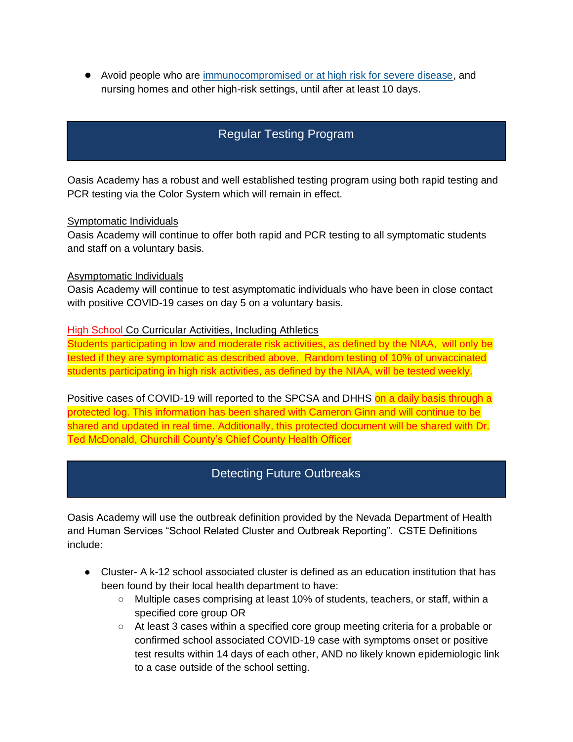- Avoid people who are [immunocompromised or at high risk for severe disease](), and nursing homes and other high-risk settings, until after at least 10 days.

## Regular Testing Program

Oasis Academy has a robust and well established testing program using both rapid testing and PCR testing via the Color System which will remain in effect.

Symptomatic Individuals

Oasis Academy will continue to offer both rapid and PCR testing to all symptomatic students and staff on a voluntary basis.

Asymptomatic Individuals

Oasis Academy will continue to test asymptomatic individuals who have been in close contact with positive COVID-19 cases on day 5 on a voluntary basis.

High School Co Curricular Activities, Including Athletics

Students participating in low and moderate risk activities, as defined by the NIAA, will only be tested if they are symptomatic as described above. Random testing of 10% of unvaccinated students participating in high risk activities, as defined by the NIAA, will be tested weekly.

Positive cases of COVID-19 will reported to the SPCSA and DHHS on a daily basis through a protected log. This information has been shared with Cameron Ginn and will continue to be shared and updated in real time. Additionally, this protected document will be shared with Dr. Ted McDonald, Churchill County's Chief County Health Officer

## Detecting Future Outbreaks

Oasis Academy will use the outbreak definition provided by the Nevada Department of Health and Human Services "School Related Cluster and Outbreak Reporting". CSTE Definitions include:

- Cluster- A k-12 school associated cluster is defined as an education institution that has been found by their local health department to have:
  - Multiple cases comprising at least 10% of students, teachers, or staff, within a specified core group OR
  - At least 3 cases within a specified core group meeting criteria for a probable or confirmed school associated COVID-19 case with symptoms onset or positive test results within 14 days of each other, AND no likely known epidemiologic link to a case outside of the school setting.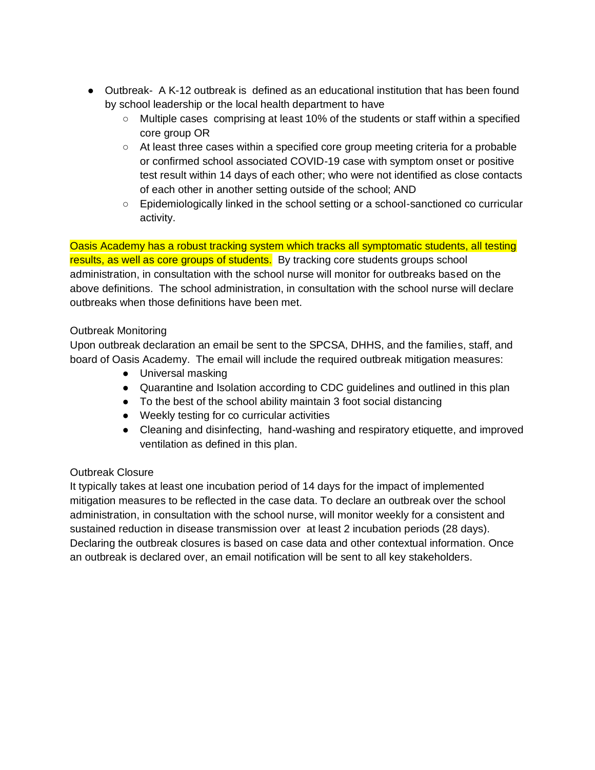- Outbreak- A K-12 outbreak is defined as an educational institution that has been found by school leadership or the local health department to have
    - Multiple cases comprising at least 10% of the students or staff within a specified core group OR
    - At least three cases within a specified core group meeting criteria for a probable or confirmed school associated COVID-19 case with symptom onset or positive test result within 14 days of each other; who were not identified as close contacts of each other in another setting outside of the school; AND
    - Epidemiologically linked in the school setting or a school-sanctioned co curricular activity.

Oasis Academy has a robust tracking system which tracks all symptomatic students, all testing results, as well as core groups of students. By tracking core students groups school administration, in consultation with the school nurse will monitor for outbreaks based on the above definitions. The school administration, in consultation with the school nurse will declare outbreaks when those definitions have been met.

Outbreak Monitoring

Upon outbreak declaration an email be sent to the SPCSA, DHHS, and the families, staff, and board of Oasis Academy. The email will include the required outbreak mitigation measures:

- Universal masking
- Quarantine and Isolation according to CDC guidelines and outlined in this plan
- To the best of the school ability maintain 3 foot social distancing
- Weekly testing for co curricular activities
- Cleaning and disinfecting, hand-washing and respiratory etiquette, and improved ventilation as defined in this plan.

Outbreak Closure

It typically takes at least one incubation period of 14 days for the impact of implemented mitigation measures to be reflected in the case data. To declare an outbreak over the school administration, in consultation with the school nurse, will monitor weekly for a consistent and sustained reduction in disease transmission over at least 2 incubation periods (28 days). Declaring the outbreak closures is based on case data and other contextual information. Once an outbreak is declared over, an email notification will be sent to all key stakeholders.